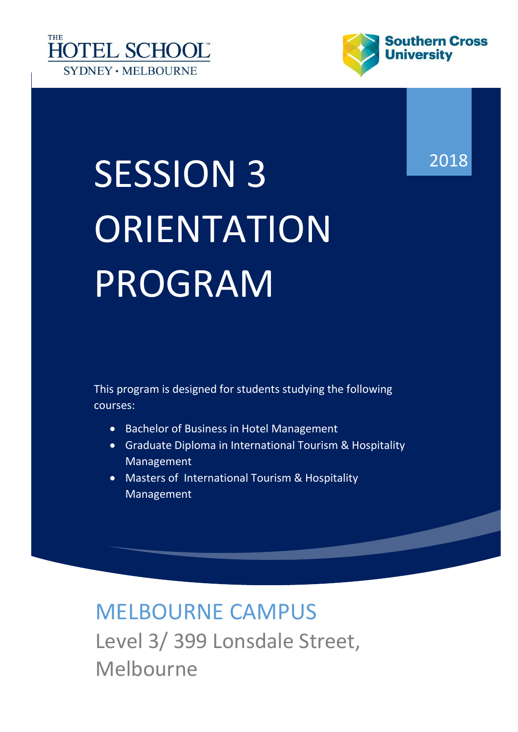THE HOTEL SCHOOL
SYDNEY • MELBOURNE

Southern Cross University

2018

# SESSION 3 ORIENTATION PROGRAM

This program is designed for students studying the following courses:

- Bachelor of Business in Hotel Management
- Graduate Diploma in International Tourism & Hospitality Management
- Masters of International Tourism & Hospitality Management

## MELBOURNE CAMPUS

Level 3/ 399 Lonsdale Street, Melbourne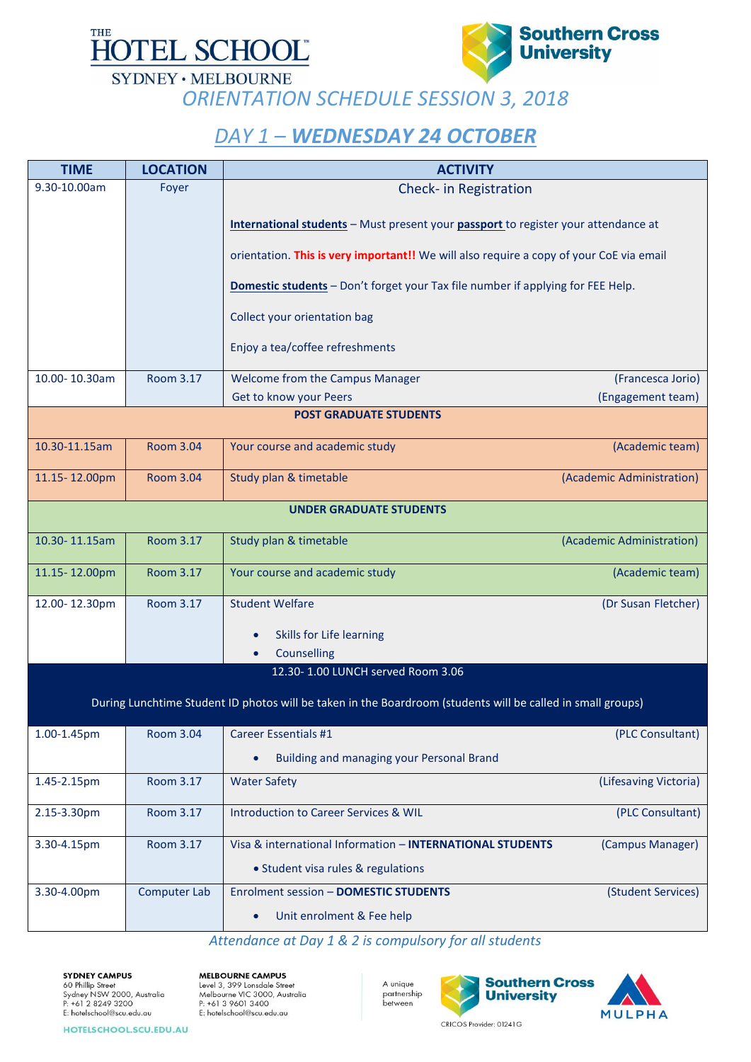# ORIENTATION SCHEDULE SESSION 3, 2018

## DAY 1 – WEDNESDAY 24 OCTOBER

| TIME | LOCATION | ACTIVITY |
|---|---|---|
| 9.30-10.00am | Foyer | Check- in Registration<br><br>**International students** – Must present your **passport** to register your attendance at orientation. **This is very important!!** We will also require a copy of your CoE via email<br><br>**Domestic students** – Don't forget your Tax file number if applying for FEE Help.<br><br>Collect your orientation bag<br><br>Enjoy a tea/coffee refreshments |
| 10.00- 10.30am | Room 3.17 | Welcome from the Campus Manager (Francesca Jorio)<br>Get to know your Peers (Engagement team) |
| **POST GRADUATE STUDENTS** | | |
| 10.30-11.15am | Room 3.04 | Your course and academic study (Academic team) |
| 11.15- 12.00pm | Room 3.04 | Study plan & timetable (Academic Administration) |
| **UNDER GRADUATE STUDENTS** | | |
| 10.30- 11.15am | Room 3.17 | Study plan & timetable (Academic Administration) |
| 11.15- 12.00pm | Room 3.17 | Your course and academic study (Academic team) |
| 12.00- 12.30pm | Room 3.17 | Student Welfare (Dr Susan Fletcher)<br>• Skills for Life learning<br>• Counselling |
| 12.30- 1.00 LUNCH served Room 3.06<br><br>During Lunchtime Student ID photos will be taken in the Boardroom (students will be called in small groups) | | |
| 1.00-1.45pm | Room 3.04 | Career Essentials #1 (PLC Consultant)<br>• Building and managing your Personal Brand |
| 1.45-2.15pm | Room 3.17 | Water Safety (Lifesaving Victoria) |
| 2.15-3.30pm | Room 3.17 | Introduction to Career Services & WIL (PLC Consultant) |
| 3.30-4.15pm | Room 3.17 | Visa & international Information – **INTERNATIONAL STUDENTS** (Campus Manager)<br>• Student visa rules & regulations |
| 3.30-4.00pm | Computer Lab | Enrolment session – **DOMESTIC STUDENTS** (Student Services)<br>• Unit enrolment & Fee help |

*Attendance at Day 1 & 2 is compulsory for all students*

**SYDNEY CAMPUS**
60 Phillip Street
Sydney NSW 2000, Australia
P: +61 2 8249 3200
E: hotelschool@scu.edu.au

**MELBOURNE CAMPUS**
Level 3, 399 Lonsdale Street
Melbourne VIC 3000, Australia
P: +61 3 9601 3400
E: hotelschool@scu.edu.au

A unique partnership between Southern Cross University and MULPHA

CRICOS Provider: 01241G

HOTELSCHOOL.SCU.EDU.AU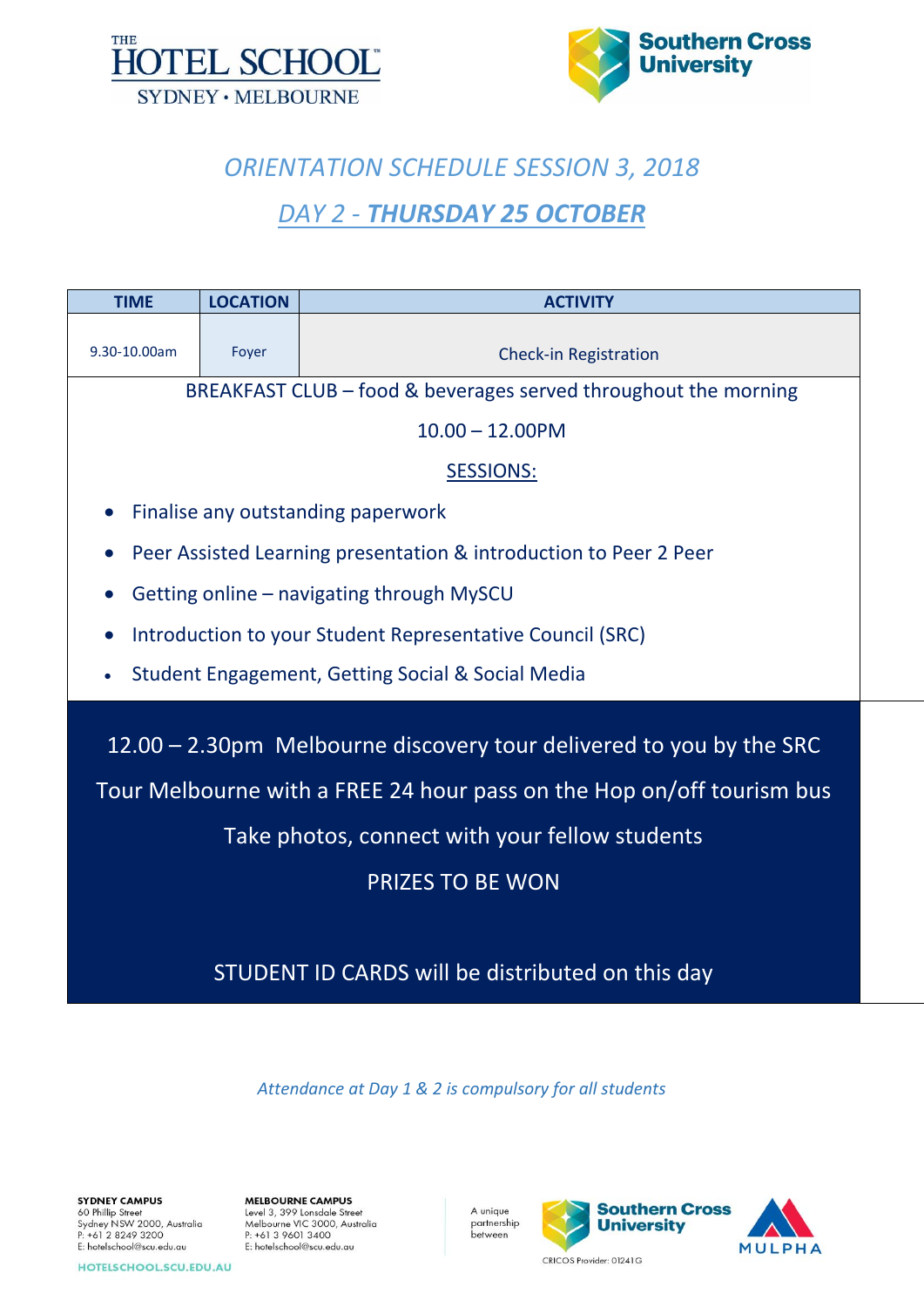THE HOTEL SCHOOL SYDNEY • MELBOURNE

Southern Cross University

## *ORIENTATION SCHEDULE SESSION 3, 2018*

## *DAY 2 - **THURSDAY 25 OCTOBER***

| TIME | LOCATION | ACTIVITY |
|---|---|---|
| 9.30-10.00am | Foyer | Check-in Registration |

BREAKFAST CLUB – food & beverages served throughout the morning

10.00 – 12.00PM

SESSIONS:

- Finalise any outstanding paperwork
- Peer Assisted Learning presentation & introduction to Peer 2 Peer
- Getting online – navigating through MySCU
- Introduction to your Student Representative Council (SRC)
- Student Engagement, Getting Social & Social Media

12.00 – 2.30pm Melbourne discovery tour delivered to you by the SRC

Tour Melbourne with a FREE 24 hour pass on the Hop on/off tourism bus

Take photos, connect with your fellow students

PRIZES TO BE WON

STUDENT ID CARDS will be distributed on this day

*Attendance at Day 1 & 2 is compulsory for all students*

**SYDNEY CAMPUS**
60 Phillip Street
Sydney NSW 2000, Australia
P: +61 2 8249 3200
E: hotelschool@scu.edu.au

**MELBOURNE CAMPUS**
Level 3, 399 Lonsdale Street
Melbourne VIC 3000, Australia
P: +61 3 9601 3400
E: hotelschool@scu.edu.au

A unique partnership between Southern Cross University MULPHA

CRICOS Provider: 01241G

HOTELSCHOOL.SCU.EDU.AU